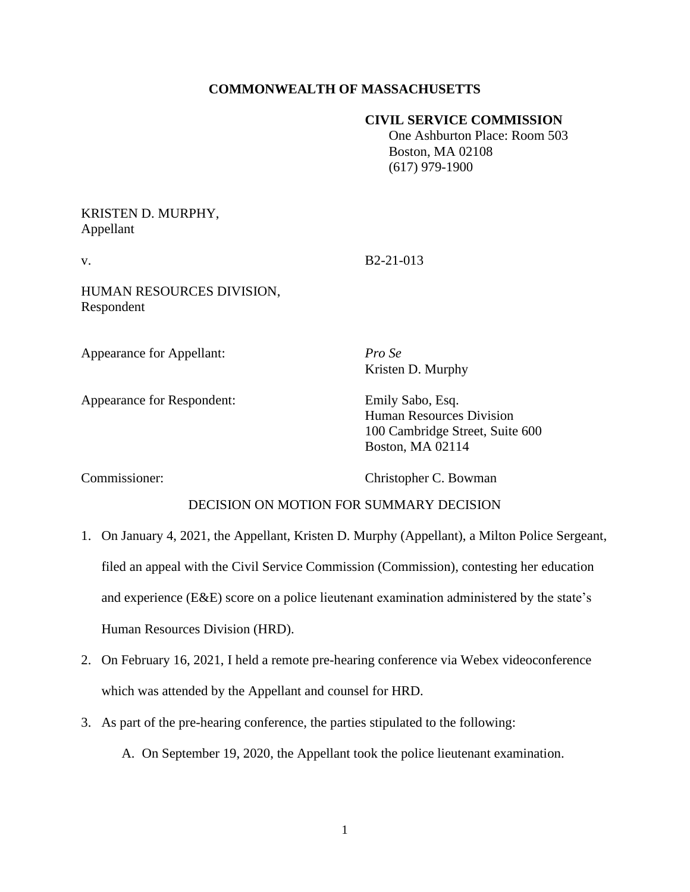**COMMONWEALTH OF MASSACHUSETTS**

**CIVIL SERVICE COMMISSION**
One Ashburton Place: Room 503
Boston, MA 02108
(617) 979-1900

KRISTEN D. MURPHY,
Appellant

v. B2-21-013

HUMAN RESOURCES DIVISION,
Respondent

Appearance for Appellant: *Pro Se*
Kristen D. Murphy

Appearance for Respondent: Emily Sabo, Esq.
Human Resources Division
100 Cambridge Street, Suite 600
Boston, MA 02114

Commissioner: Christopher C. Bowman

DECISION ON MOTION FOR SUMMARY DECISION

1. On January 4, 2021, the Appellant, Kristen D. Murphy (Appellant), a Milton Police Sergeant, filed an appeal with the Civil Service Commission (Commission), contesting her education and experience (E&E) score on a police lieutenant examination administered by the state's Human Resources Division (HRD).

2. On February 16, 2021, I held a remote pre-hearing conference via Webex videoconference which was attended by the Appellant and counsel for HRD.

3. As part of the pre-hearing conference, the parties stipulated to the following:

   A. On September 19, 2020, the Appellant took the police lieutenant examination.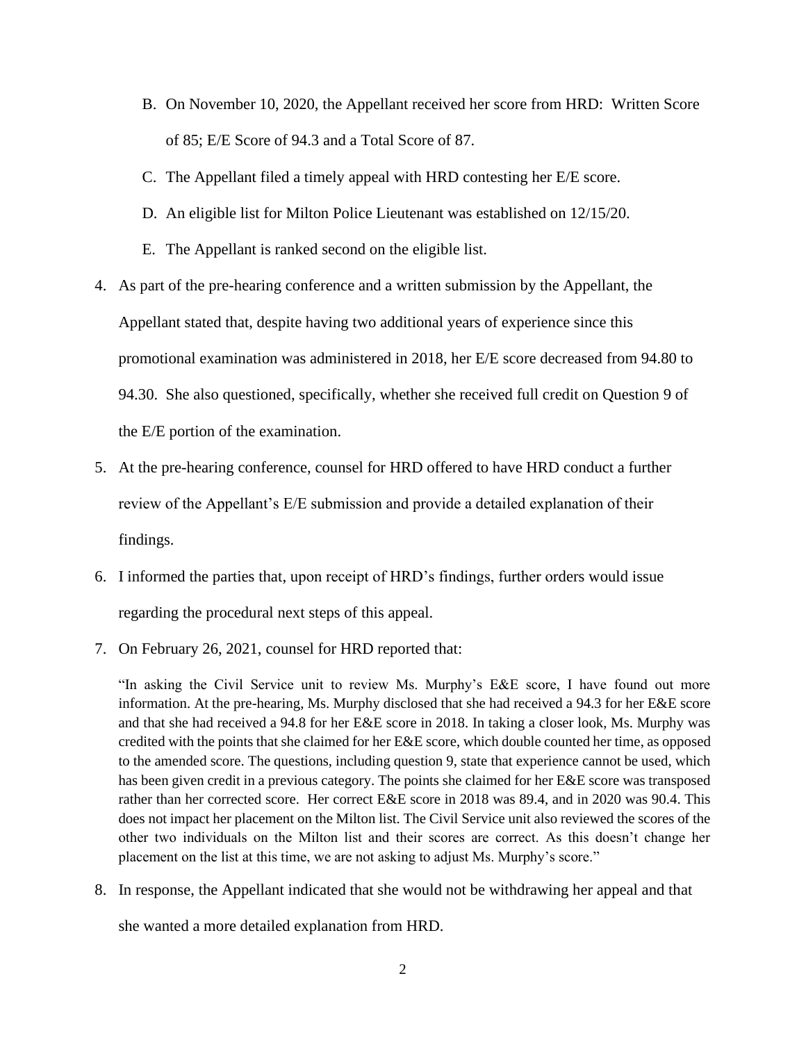B. On November 10, 2020, the Appellant received her score from HRD: Written Score of 85; E/E Score of 94.3 and a Total Score of 87.

C. The Appellant filed a timely appeal with HRD contesting her E/E score.

D. An eligible list for Milton Police Lieutenant was established on 12/15/20.

E. The Appellant is ranked second on the eligible list.

4. As part of the pre-hearing conference and a written submission by the Appellant, the Appellant stated that, despite having two additional years of experience since this promotional examination was administered in 2018, her E/E score decreased from 94.80 to 94.30. She also questioned, specifically, whether she received full credit on Question 9 of the E/E portion of the examination.

5. At the pre-hearing conference, counsel for HRD offered to have HRD conduct a further review of the Appellant's E/E submission and provide a detailed explanation of their findings.

6. I informed the parties that, upon receipt of HRD's findings, further orders would issue regarding the procedural next steps of this appeal.

7. On February 26, 2021, counsel for HRD reported that:

> "In asking the Civil Service unit to review Ms. Murphy's E&E score, I have found out more information. At the pre-hearing, Ms. Murphy disclosed that she had received a 94.3 for her E&E score and that she had received a 94.8 for her E&E score in 2018. In taking a closer look, Ms. Murphy was credited with the points that she claimed for her E&E score, which double counted her time, as opposed to the amended score. The questions, including question 9, state that experience cannot be used, which has been given credit in a previous category. The points she claimed for her E&E score was transposed rather than her corrected score. Her correct E&E score in 2018 was 89.4, and in 2020 was 90.4. This does not impact her placement on the Milton list. The Civil Service unit also reviewed the scores of the other two individuals on the Milton list and their scores are correct. As this doesn't change her placement on the list at this time, we are not asking to adjust Ms. Murphy's score."

8. In response, the Appellant indicated that she would not be withdrawing her appeal and that she wanted a more detailed explanation from HRD.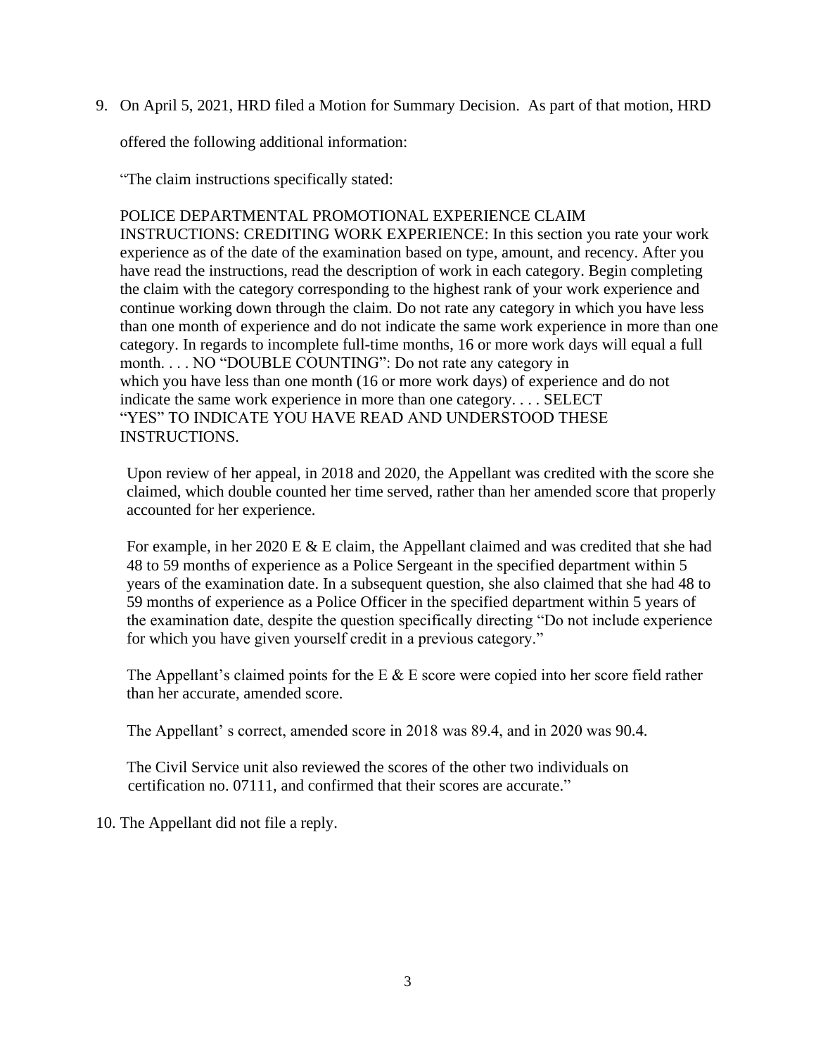9. On April 5, 2021, HRD filed a Motion for Summary Decision. As part of that motion, HRD offered the following additional information:

   "The claim instructions specifically stated:

   POLICE DEPARTMENTAL PROMOTIONAL EXPERIENCE CLAIM INSTRUCTIONS: CREDITING WORK EXPERIENCE: In this section you rate your work experience as of the date of the examination based on type, amount, and recency. After you have read the instructions, read the description of work in each category. Begin completing the claim with the category corresponding to the highest rank of your work experience and continue working down through the claim. Do not rate any category in which you have less than one month of experience and do not indicate the same work experience in more than one category. In regards to incomplete full-time months, 16 or more work days will equal a full month. . . . NO "DOUBLE COUNTING": Do not rate any category in which you have less than one month (16 or more work days) of experience and do not indicate the same work experience in more than one category. . . . SELECT "YES" TO INDICATE YOU HAVE READ AND UNDERSTOOD THESE INSTRUCTIONS.

   Upon review of her appeal, in 2018 and 2020, the Appellant was credited with the score she claimed, which double counted her time served, rather than her amended score that properly accounted for her experience.

   For example, in her 2020 E & E claim, the Appellant claimed and was credited that she had 48 to 59 months of experience as a Police Sergeant in the specified department within 5 years of the examination date. In a subsequent question, she also claimed that she had 48 to 59 months of experience as a Police Officer in the specified department within 5 years of the examination date, despite the question specifically directing "Do not include experience for which you have given yourself credit in a previous category."

   The Appellant's claimed points for the E & E score were copied into her score field rather than her accurate, amended score.

   The Appellant' s correct, amended score in 2018 was 89.4, and in 2020 was 90.4.

   The Civil Service unit also reviewed the scores of the other two individuals on certification no. 07111, and confirmed that their scores are accurate."

10. The Appellant did not file a reply.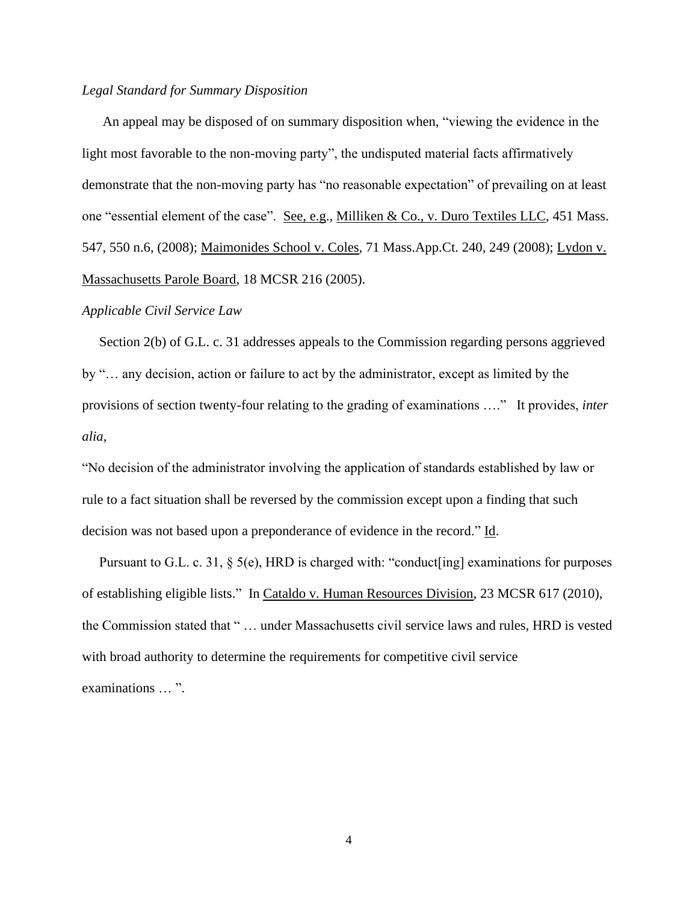*Legal Standard for Summary Disposition*

An appeal may be disposed of on summary disposition when, "viewing the evidence in the light most favorable to the non-moving party", the undisputed material facts affirmatively demonstrate that the non-moving party has "no reasonable expectation" of prevailing on at least one "essential element of the case". See, e.g., Milliken & Co., v. Duro Textiles LLC, 451 Mass. 547, 550 n.6, (2008); Maimonides School v. Coles, 71 Mass.App.Ct. 240, 249 (2008); Lydon v. Massachusetts Parole Board, 18 MCSR 216 (2005).

*Applicable Civil Service Law*

Section 2(b) of G.L. c. 31 addresses appeals to the Commission regarding persons aggrieved by "… any decision, action or failure to act by the administrator, except as limited by the provisions of section twenty-four relating to the grading of examinations …." It provides, *inter alia*,

"No decision of the administrator involving the application of standards established by law or rule to a fact situation shall be reversed by the commission except upon a finding that such decision was not based upon a preponderance of evidence in the record." Id.

Pursuant to G.L. c. 31, § 5(e), HRD is charged with: "conduct[ing] examinations for purposes of establishing eligible lists." In Cataldo v. Human Resources Division, 23 MCSR 617 (2010), the Commission stated that " … under Massachusetts civil service laws and rules, HRD is vested with broad authority to determine the requirements for competitive civil service examinations … ".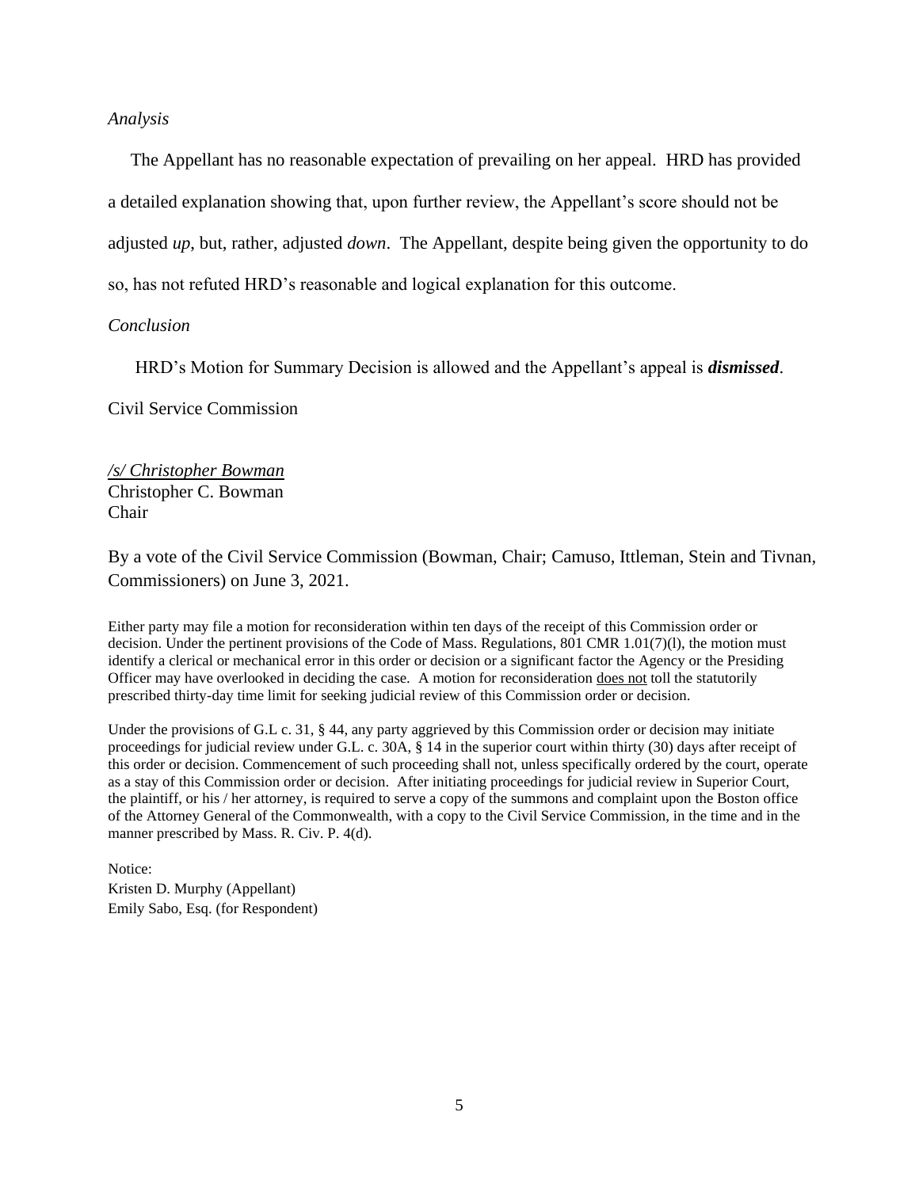*Analysis*

The Appellant has no reasonable expectation of prevailing on her appeal. HRD has provided a detailed explanation showing that, upon further review, the Appellant's score should not be adjusted *up*, but, rather, adjusted *down*. The Appellant, despite being given the opportunity to do so, has not refuted HRD's reasonable and logical explanation for this outcome.

*Conclusion*

HRD's Motion for Summary Decision is allowed and the Appellant's appeal is ***dismissed***.

Civil Service Commission

*/s/ Christopher Bowman*
Christopher C. Bowman
Chair

By a vote of the Civil Service Commission (Bowman, Chair; Camuso, Ittleman, Stein and Tivnan, Commissioners) on June 3, 2021.

Either party may file a motion for reconsideration within ten days of the receipt of this Commission order or decision. Under the pertinent provisions of the Code of Mass. Regulations, 801 CMR 1.01(7)(l), the motion must identify a clerical or mechanical error in this order or decision or a significant factor the Agency or the Presiding Officer may have overlooked in deciding the case. A motion for reconsideration does not toll the statutorily prescribed thirty-day time limit for seeking judicial review of this Commission order or decision.

Under the provisions of G.L c. 31, § 44, any party aggrieved by this Commission order or decision may initiate proceedings for judicial review under G.L. c. 30A, § 14 in the superior court within thirty (30) days after receipt of this order or decision. Commencement of such proceeding shall not, unless specifically ordered by the court, operate as a stay of this Commission order or decision. After initiating proceedings for judicial review in Superior Court, the plaintiff, or his / her attorney, is required to serve a copy of the summons and complaint upon the Boston office of the Attorney General of the Commonwealth, with a copy to the Civil Service Commission, in the time and in the manner prescribed by Mass. R. Civ. P. 4(d).

Notice:
Kristen D. Murphy (Appellant)
Emily Sabo, Esq. (for Respondent)